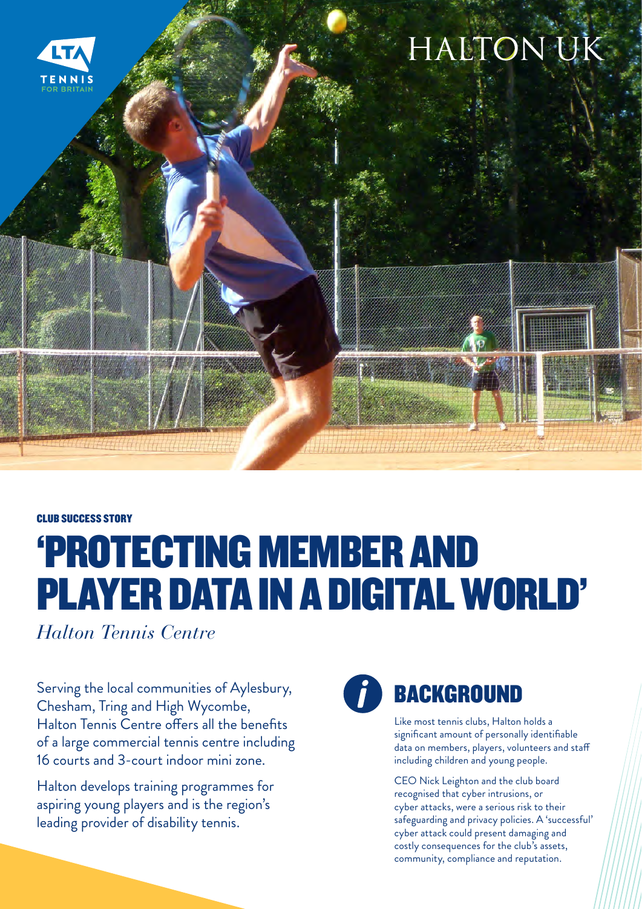LTA TENNIS FOR BRITAIN

HALTON UK

CLUB SUCCESS STORY

# 'PROTECTING MEMBER AND PLAYER DATA IN A DIGITAL WORLD'

*Halton Tennis Centre*

Serving the local communities of Aylesbury, Chesham, Tring and High Wycombe, Halton Tennis Centre offers all the benefits of a large commercial tennis centre including 16 courts and 3-court indoor mini zone.

Halton develops training programmes for aspiring young players and is the region's leading provider of disability tennis.

## BACKGROUND

Like most tennis clubs, Halton holds a significant amount of personally identifiable data on members, players, volunteers and staff including children and young people.

CEO Nick Leighton and the club board recognised that cyber intrusions, or cyber attacks, were a serious risk to their safeguarding and privacy policies. A 'successful' cyber attack could present damaging and costly consequences for the club's assets, community, compliance and reputation.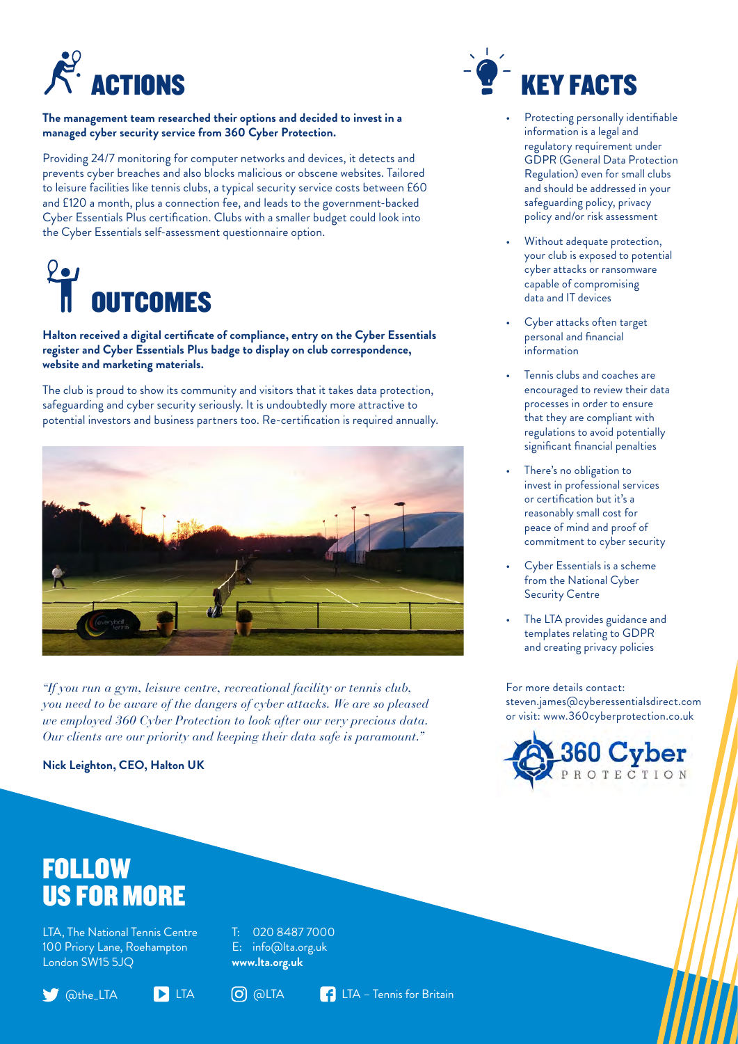## ACTIONS

**The management team researched their options and decided to invest in a managed cyber security service from 360 Cyber Protection.**

Providing 24/7 monitoring for computer networks and devices, it detects and prevents cyber breaches and also blocks malicious or obscene websites. Tailored to leisure facilities like tennis clubs, a typical security service costs between £60 and £120 a month, plus a connection fee, and leads to the government-backed Cyber Essentials Plus certification. Clubs with a smaller budget could look into the Cyber Essentials self-assessment questionnaire option.

## OUTCOMES

**Halton received a digital certificate of compliance, entry on the Cyber Essentials register and Cyber Essentials Plus badge to display on club correspondence, website and marketing materials.**

The club is proud to show its community and visitors that it takes data protection, safeguarding and cyber security seriously. It is undoubtedly more attractive to potential investors and business partners too. Re-certification is required annually.

*"If you run a gym, leisure centre, recreational facility or tennis club, you need to be aware of the dangers of cyber attacks. We are so pleased we employed 360 Cyber Protection to look after our very precious data. Our clients are our priority and keeping their data safe is paramount."*

**Nick Leighton, CEO, Halton UK**

## KEY FACTS

- Protecting personally identifiable information is a legal and regulatory requirement under GDPR (General Data Protection Regulation) even for small clubs and should be addressed in your safeguarding policy, privacy policy and/or risk assessment
- Without adequate protection, your club is exposed to potential cyber attacks or ransomware capable of compromising data and IT devices
- Cyber attacks often target personal and financial information
- Tennis clubs and coaches are encouraged to review their data processes in order to ensure that they are compliant with regulations to avoid potentially significant financial penalties
- There's no obligation to invest in professional services or certification but it's a reasonably small cost for peace of mind and proof of commitment to cyber security
- Cyber Essentials is a scheme from the National Cyber Security Centre
- The LTA provides guidance and templates relating to GDPR and creating privacy policies

For more details contact:
steven.james@cyberessentialsdirect.com
or visit: www.360cyberprotection.co.uk

360 Cyber PROTECTION

## FOLLOW US FOR MORE

LTA, The National Tennis Centre
100 Priory Lane, Roehampton
London SW15 5JQ

T: 020 8487 7000
E: info@lta.org.uk
**www.lta.org.uk**

@the_LTA | LTA | @LTA | LTA – Tennis for Britain